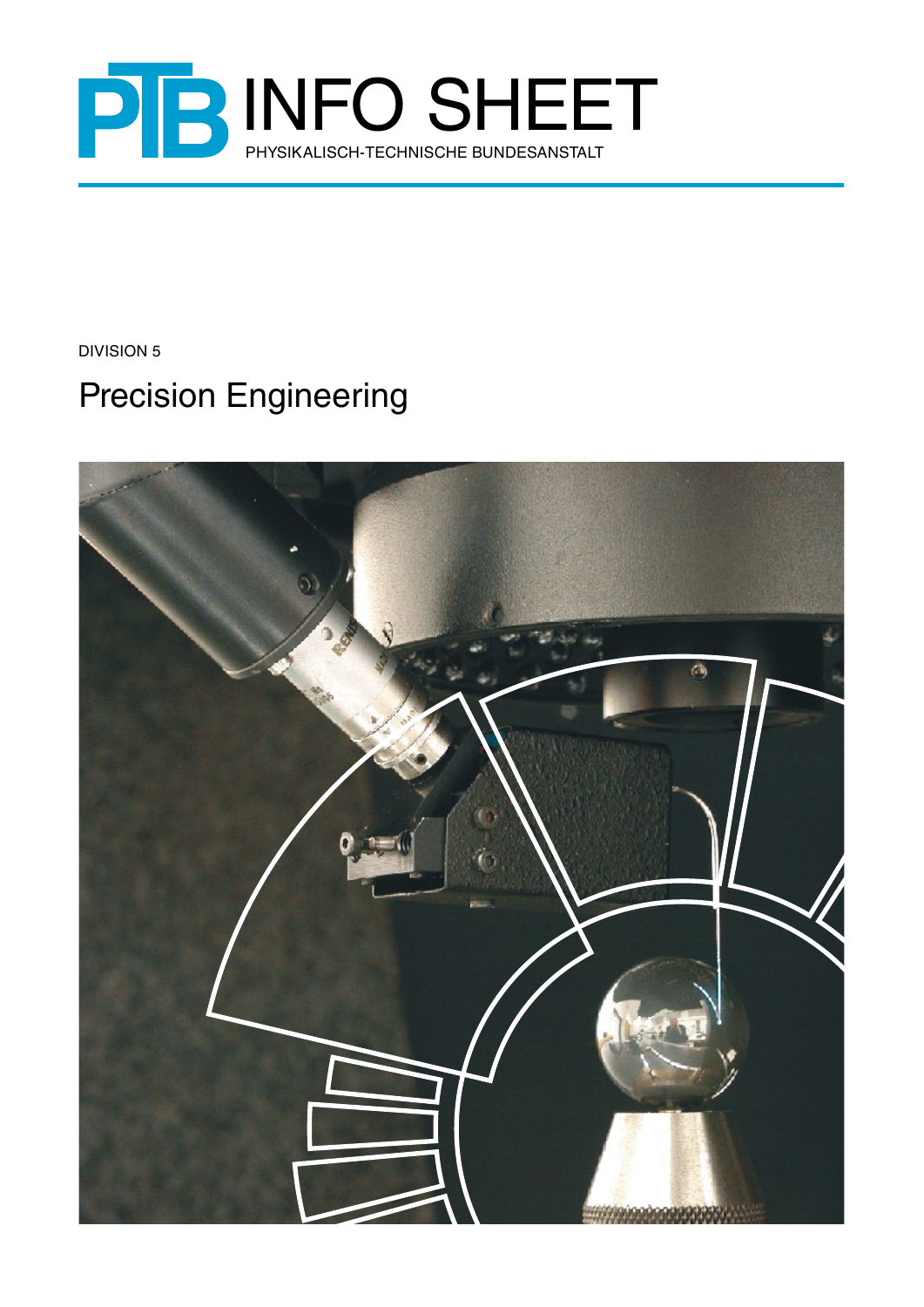# PTB INFO SHEET

PHYSIKALISCH-TECHNISCHE BUNDESANSTALT

DIVISION 5

## Precision Engineering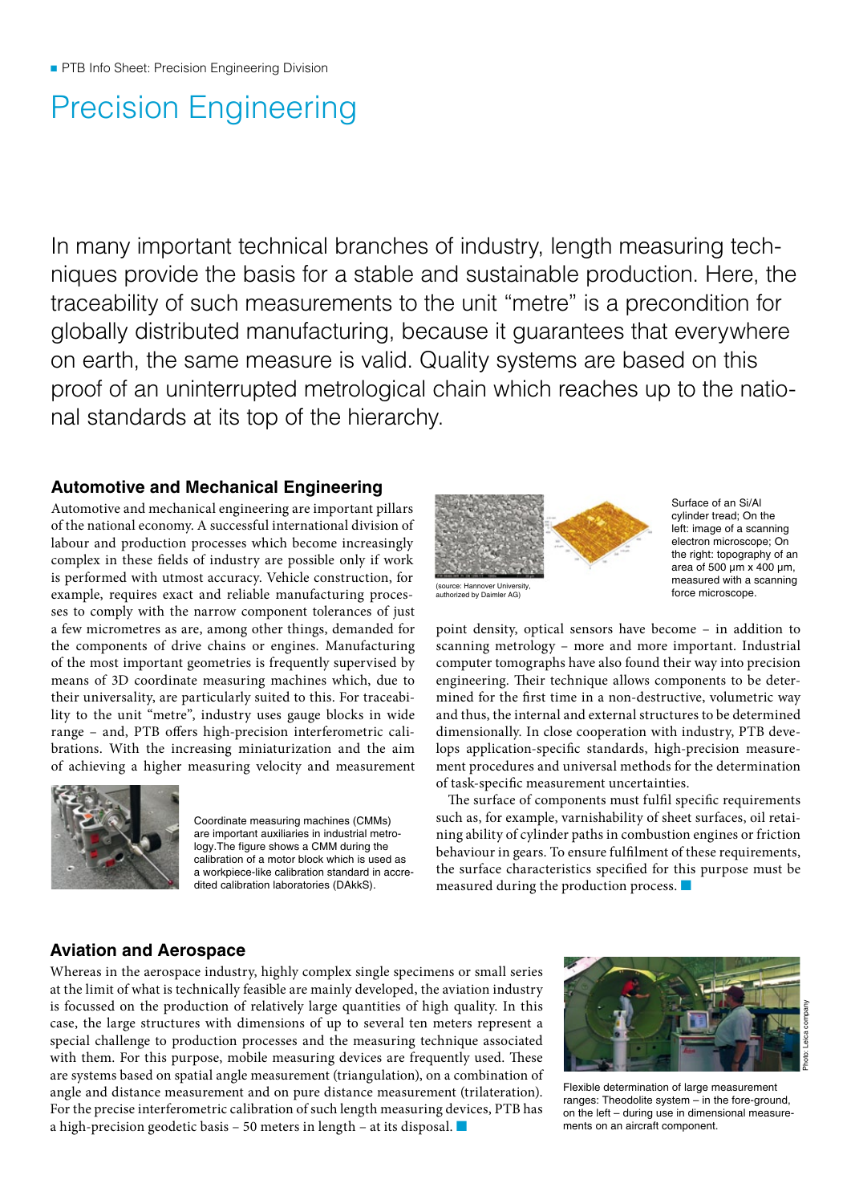# Precision Engineering

In many important technical branches of industry, length measuring techniques provide the basis for a stable and sustainable production. Here, the traceability of such measurements to the unit "metre" is a precondition for globally distributed manufacturing, because it guarantees that everywhere on earth, the same measure is valid. Quality systems are based on this proof of an uninterrupted metrological chain which reaches up to the national standards at its top of the hierarchy.

## Automotive and Mechanical Engineering

Automotive and mechanical engineering are important pillars of the national economy. A successful international division of labour and production processes which become increasingly complex in these fields of industry are possible only if work is performed with utmost accuracy. Vehicle construction, for example, requires exact and reliable manufacturing processes to comply with the narrow component tolerances of just a few micrometres as are, among other things, demanded for the components of drive chains or engines. Manufacturing of the most important geometries is frequently supervised by means of 3D coordinate measuring machines which, due to their universality, are particularly suited to this. For traceability to the unit "metre", industry uses gauge blocks in wide range – and, PTB offers high-precision interferometric calibrations. With the increasing miniaturization and the aim of achieving a higher measuring velocity and measurement point density, optical sensors have become – in addition to scanning metrology – more and more important. Industrial computer tomographs have also found their way into precision engineering. Their technique allows components to be determined for the first time in a non-destructive, volumetric way and thus, the internal and external structures to be determined dimensionally. In close cooperation with industry, PTB develops application-specific standards, high-precision measurement procedures and universal methods for the determination of task-specific measurement uncertainties.

Coordinate measuring machines (CMMs) are important auxiliaries in industrial metrology. The figure shows a CMM during the calibration of a motor block which is used as a workpiece-like calibration standard in accredited calibration laboratories (DAkkS).

Surface of an Si/Al cylinder tread; On the left: image of a scanning electron microscope; On the right: topography of an area of 500 µm x 400 µm, measured with a scanning force microscope.

(source: Hannover University, authorized by Daimler AG)

The surface of components must fulfil specific requirements such as, for example, varnishability of sheet surfaces, oil retaining ability of cylinder paths in combustion engines or friction behaviour in gears. To ensure fulfilment of these requirements, the surface characteristics specified for this purpose must be measured during the production process.

## Aviation and Aerospace

Whereas in the aerospace industry, highly complex single specimens or small series at the limit of what is technically feasible are mainly developed, the aviation industry is focussed on the production of relatively large quantities of high quality. In this case, the large structures with dimensions of up to several ten meters represent a special challenge to production processes and the measuring technique associated with them. For this purpose, mobile measuring devices are frequently used. These are systems based on spatial angle measurement (triangulation), on a combination of angle and distance measurement and on pure distance measurement (trilateration). For the precise interferometric calibration of such length measuring devices, PTB has a high-precision geodetic basis – 50 meters in length – at its disposal.

Flexible determination of large measurement ranges: Theodolite system – in the fore-ground, on the left – during use in dimensional measurements on an aircraft component.

Photo: Leica company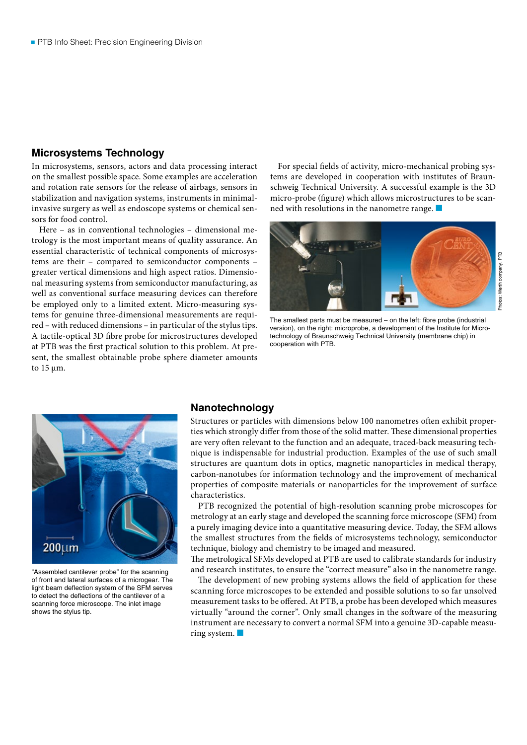## Microsystems Technology

In microsystems, sensors, actors and data processing interact on the smallest possible space. Some examples are acceleration and rotation rate sensors for the release of airbags, sensors in stabilization and navigation systems, instruments in minimal-invasive surgery as well as endoscope systems or chemical sensors for food control.

Here – as in conventional technologies – dimensional metrology is the most important means of quality assurance. An essential characteristic of technical components of microsystems are their – compared to semiconductor components – greater vertical dimensions and high aspect ratios. Dimensional measuring systems from semiconductor manufacturing, as well as conventional surface measuring devices can therefore be employed only to a limited extent. Micro-measuring systems for genuine three-dimensional measurements are required – with reduced dimensions – in particular of the stylus tips. A tactile-optical 3D fibre probe for microstructures developed at PTB was the first practical solution to this problem. At present, the smallest obtainable probe sphere diameter amounts to 15 µm.

For special fields of activity, micro-mechanical probing systems are developed in cooperation with institutes of Braunschweig Technical University. A successful example is the 3D micro-probe (figure) which allows microstructures to be scanned with resolutions in the nanometre range. ■

The smallest parts must be measured – on the left: fibre probe (industrial version), on the right: microprobe, a development of the Institute for Microtechnology of Braunschweig Technical University (membrane chip) in cooperation with PTB.

Photos: Werth company, PTB

## Nanotechnology

"Assembled cantilever probe" for the scanning of front and lateral surfaces of a microgear. The light beam deflection system of the SFM serves to detect the deflections of the cantilever of a scanning force microscope. The inlet image shows the stylus tip.

Structures or particles with dimensions below 100 nanometres often exhibit properties which strongly differ from those of the solid matter. These dimensional properties are very often relevant to the function and an adequate, traced-back measuring technique is indispensable for industrial production. Examples of the use of such small structures are quantum dots in optics, magnetic nanoparticles in medical therapy, carbon-nanotubes for information technology and the improvement of mechanical properties of composite materials or nanoparticles for the improvement of surface characteristics.

PTB recognized the potential of high-resolution scanning probe microscopes for metrology at an early stage and developed the scanning force microscope (SFM) from a purely imaging device into a quantitative measuring device. Today, the SFM allows the smallest structures from the fields of microsystems technology, semiconductor technique, biology and chemistry to be imaged and measured.

The metrological SFMs developed at PTB are used to calibrate standards for industry and research institutes, to ensure the "correct measure" also in the nanometre range.

The development of new probing systems allows the field of application for these scanning force microscopes to be extended and possible solutions to so far unsolved measurement tasks to be offered. At PTB, a probe has been developed which measures virtually "around the corner". Only small changes in the software of the measuring instrument are necessary to convert a normal SFM into a genuine 3D-capable measuring system. ■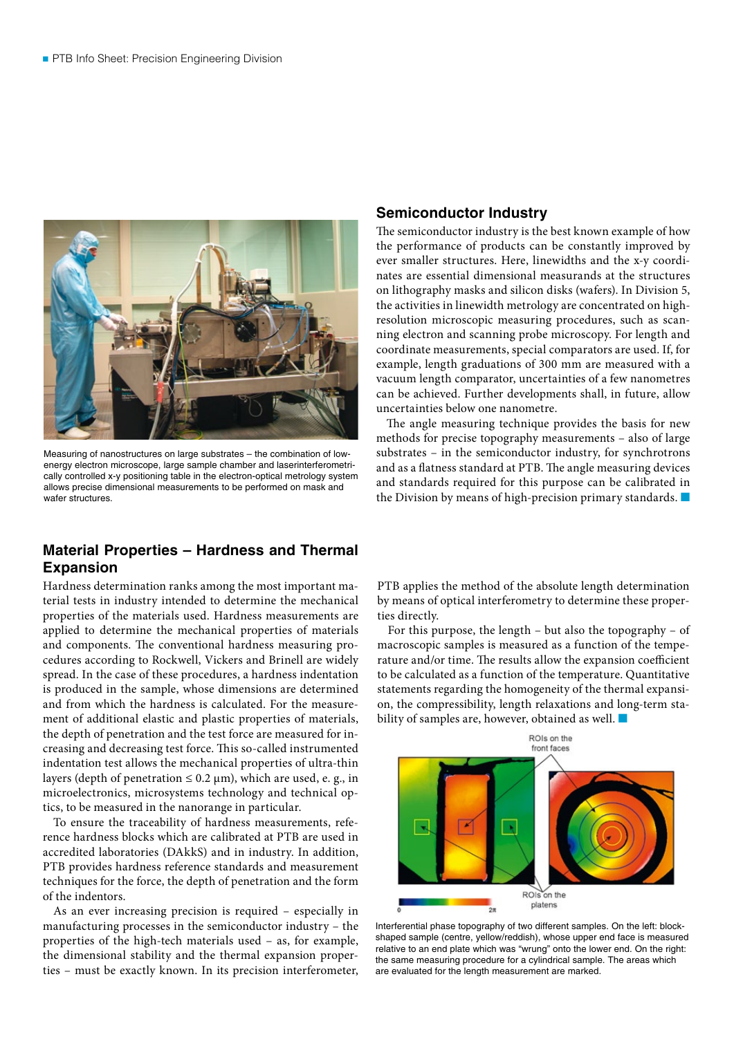Measuring of nanostructures on large substrates – the combination of low-energy electron microscope, large sample chamber and laserinterferometrically controlled x-y positioning table in the electron-optical metrology system allows precise dimensional measurements to be performed on mask and wafer structures.

## Semiconductor Industry

The semiconductor industry is the best known example of how the performance of products can be constantly improved by ever smaller structures. Here, linewidths and the x-y coordinates are essential dimensional measurands at the structures on lithography masks and silicon disks (wafers). In Division 5, the activities in linewidth metrology are concentrated on high-resolution microscopic measuring procedures, such as scanning electron and scanning probe microscopy. For length and coordinate measurements, special comparators are used. If, for example, length graduations of 300 mm are measured with a vacuum length comparator, uncertainties of a few nanometres can be achieved. Further developments shall, in future, allow uncertainties below one nanometre.

The angle measuring technique provides the basis for new methods for precise topography measurements – also of large substrates – in the semiconductor industry, for synchrotrons and as a flatness standard at PTB. The angle measuring devices and standards required for this purpose can be calibrated in the Division by means of high-precision primary standards.

## Material Properties – Hardness and Thermal Expansion

Hardness determination ranks among the most important material tests in industry intended to determine the mechanical properties of the materials used. Hardness measurements are applied to determine the mechanical properties of materials and components. The conventional hardness measuring procedures according to Rockwell, Vickers and Brinell are widely spread. In the case of these procedures, a hardness indentation is produced in the sample, whose dimensions are determined and from which the hardness is calculated. For the measurement of additional elastic and plastic properties of materials, the depth of penetration and the test force are measured for increasing and decreasing test force. This so-called instrumented indentation test allows the mechanical properties of ultra-thin layers (depth of penetration ≤ 0.2 µm), which are used, e. g., in microelectronics, microsystems technology and technical optics, to be measured in the nanorange in particular.

To ensure the traceability of hardness measurements, reference hardness blocks which are calibrated at PTB are used in accredited laboratories (DAkkS) and in industry. In addition, PTB provides hardness reference standards and measurement techniques for the force, the depth of penetration and the form of the indentors.

As an ever increasing precision is required – especially in manufacturing processes in the semiconductor industry – the properties of the high-tech materials used – as, for example, the dimensional stability and the thermal expansion properties – must be exactly known. In its precision interferometer, PTB applies the method of the absolute length determination by means of optical interferometry to determine these properties directly.

For this purpose, the length – but also the topography – of macroscopic samples is measured as a function of the temperature and/or time. The results allow the expansion coefficient to be calculated as a function of the temperature. Quantitative statements regarding the homogeneity of the thermal expansion, the compressibility, length relaxations and long-term stability of samples are, however, obtained as well.

Interferential phase topography of two different samples. On the left: block-shaped sample (centre, yellow/reddish), whose upper end face is measured relative to an end plate which was "wrung" onto the lower end. On the right: the same measuring procedure for a cylindrical sample. The areas which are evaluated for the length measurement are marked.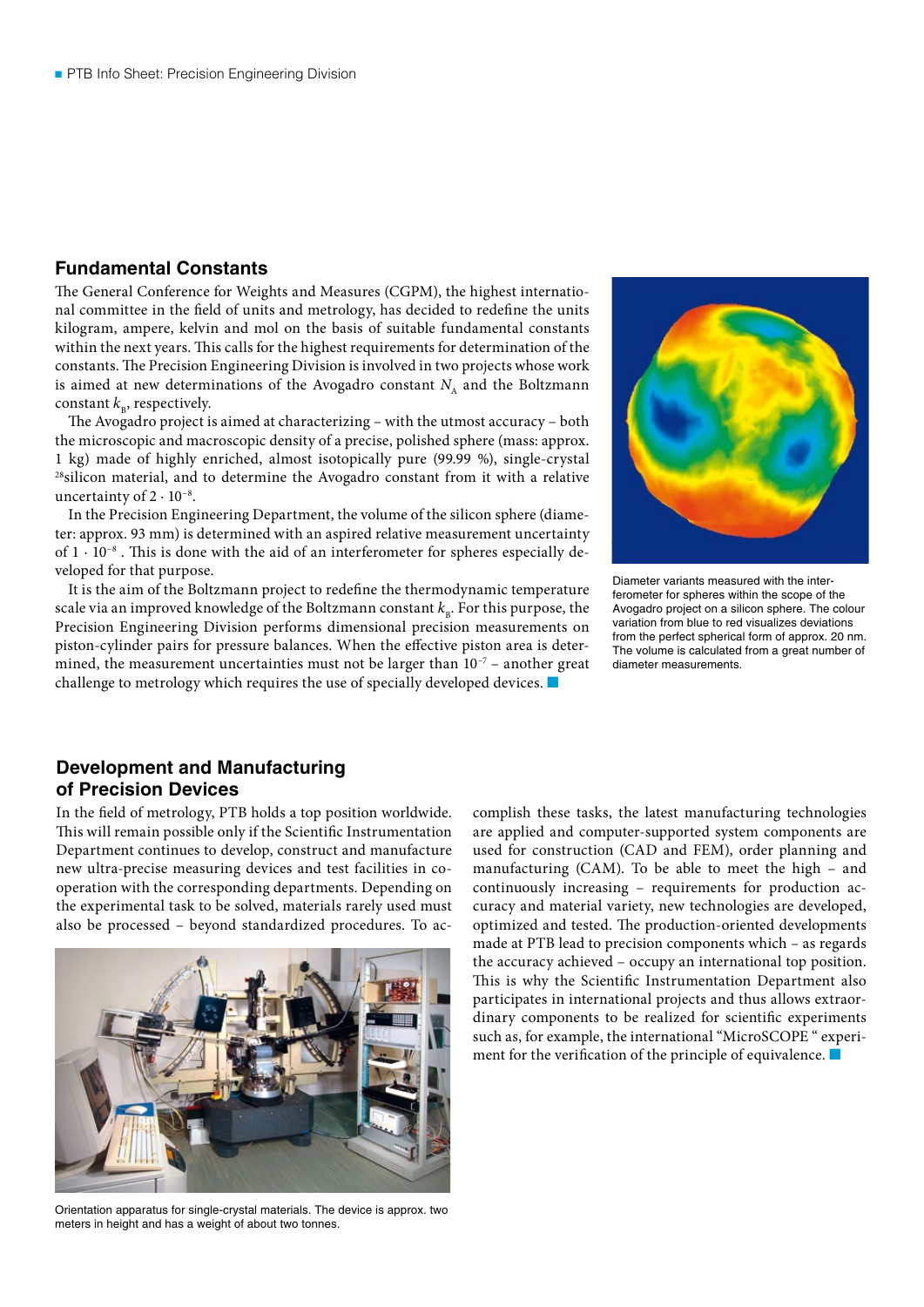## Fundamental Constants

The General Conference for Weights and Measures (CGPM), the highest international committee in the field of units and metrology, has decided to redefine the units kilogram, ampere, kelvin and mol on the basis of suitable fundamental constants within the next years. This calls for the highest requirements for determination of the constants. The Precision Engineering Division is involved in two projects whose work is aimed at new determinations of the Avogadro constant $N_A$ and the Boltzmann constant $k_B$, respectively.

The Avogadro project is aimed at characterizing – with the utmost accuracy – both the microscopic and macroscopic density of a precise, polished sphere (mass: approx. 1 kg) made of highly enriched, almost isotopically pure (99.99 %), single-crystal $^{28}$silicon material, and to determine the Avogadro constant from it with a relative uncertainty of $2 \cdot 10^{-8}$.

In the Precision Engineering Department, the volume of the silicon sphere (diameter: approx. 93 mm) is determined with an aspired relative measurement uncertainty of $1 \cdot 10^{-8}$. This is done with the aid of an interferometer for spheres especially developed for that purpose.

It is the aim of the Boltzmann project to redefine the thermodynamic temperature scale via an improved knowledge of the Boltzmann constant $k_B$. For this purpose, the Precision Engineering Division performs dimensional precision measurements on piston-cylinder pairs for pressure balances. When the effective piston area is determined, the measurement uncertainties must not be larger than $10^{-7}$ – another great challenge to metrology which requires the use of specially developed devices.

Diameter variants measured with the interferometer for spheres within the scope of the Avogadro project on a silicon sphere. The colour variation from blue to red visualizes deviations from the perfect spherical form of approx. 20 nm. The volume is calculated from a great number of diameter measurements.

## Development and Manufacturing of Precision Devices

In the field of metrology, PTB holds a top position worldwide. This will remain possible only if the Scientific Instrumentation Department continues to develop, construct and manufacture new ultra-precise measuring devices and test facilities in cooperation with the corresponding departments. Depending on the experimental task to be solved, materials rarely used must also be processed – beyond standardized procedures. To accomplish these tasks, the latest manufacturing technologies are applied and computer-supported system components are used for construction (CAD and FEM), order planning and manufacturing (CAM). To be able to meet the high – and continuously increasing – requirements for production accuracy and material variety, new technologies are developed, optimized and tested. The production-oriented developments made at PTB lead to precision components which – as regards the accuracy achieved – occupy an international top position. This is why the Scientific Instrumentation Department also participates in international projects and thus allows extraordinary components to be realized for scientific experiments such as, for example, the international "MicroSCOPE " experiment for the verification of the principle of equivalence.

Orientation apparatus for single-crystal materials. The device is approx. two meters in height and has a weight of about two tonnes.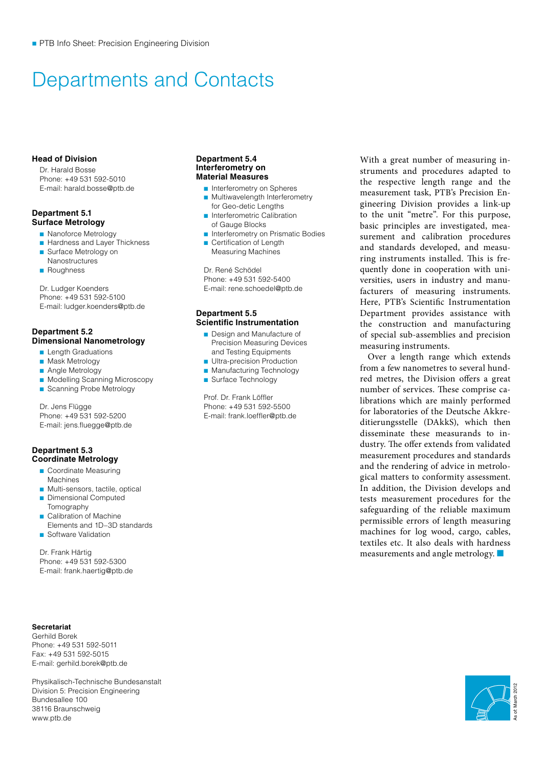# Departments and Contacts

### Head of Division

Dr. Harald Bosse
Phone: +49 531 592-5010
E-mail: harald.bosse@ptb.de

### Department 5.1 Surface Metrology

- Nanoforce Metrology
- Hardness and Layer Thickness
- Surface Metrology on Nanostructures
- Roughness

Dr. Ludger Koenders
Phone: +49 531 592-5100
E-mail: ludger.koenders@ptb.de

### Department 5.2 Dimensional Nanometrology

- Length Graduations
- Mask Metrology
- Angle Metrology
- Modelling Scanning Microscopy
- Scanning Probe Metrology

Dr. Jens Flügge
Phone: +49 531 592-5200
E-mail: jens.fluegge@ptb.de

### Department 5.3 Coordinate Metrology

- Coordinate Measuring Machines
- Multi-sensors, tactile, optical
- Dimensional Computed Tomography
- Calibration of Machine Elements and 1D–3D standards
- Software Validation

Dr. Frank Härtig
Phone: +49 531 592-5300
E-mail: frank.haertig@ptb.de

### Department 5.4 Interferometry on Material Measures

- Interferometry on Spheres
- Multiwavelength Interferometry for Geo-detic Lengths
- Interferometric Calibration of Gauge Blocks
- Interferometry on Prismatic Bodies
- Certification of Length Measuring Machines

Dr. René Schödel
Phone: +49 531 592-5400
E-mail: rene.schoedel@ptb.de

### Department 5.5 Scientific Instrumentation

- Design and Manufacture of Precision Measuring Devices and Testing Equipments
- Ultra-precision Production
- Manufacturing Technology
- Surface Technology

Prof. Dr. Frank Löffler
Phone: +49 531 592-5500
E-mail: frank.loeffler@ptb.de

With a great number of measuring instruments and procedures adapted to the respective length range and the measurement task, PTB's Precision Engineering Division provides a link-up to the unit "metre". For this purpose, basic principles are investigated, measurement and calibration procedures and standards developed, and measuring instruments installed. This is frequently done in cooperation with universities, users in industry and manufacturers of measuring instruments. Here, PTB's Scientific Instrumentation Department provides assistance with the construction and manufacturing of special sub-assemblies and precision measuring instruments.

Over a length range which extends from a few nanometres to several hundred metres, the Division offers a great number of services. These comprise calibrations which are mainly performed for laboratories of the Deutsche Akkreditierungsstelle (DAkkS), which then disseminate these measurands to industry. The offer extends from validated measurement procedures and standards and the rendering of advice in metrological matters to conformity assessment. In addition, the Division develops and tests measurement procedures for the safeguarding of the reliable maximum permissible errors of length measuring machines for log wood, cargo, cables, textiles etc. It also deals with hardness measurements and angle metrology.

### Secretariat

Gerhild Borek
Phone: +49 531 592-5011
Fax: +49 531 592-5015
E-mail: gerhild.borek@ptb.de

Physikalisch-Technische Bundesanstalt
Division 5: Precision Engineering
Bundesallee 100
38116 Braunschweig
www.ptb.de

As of: March 2012